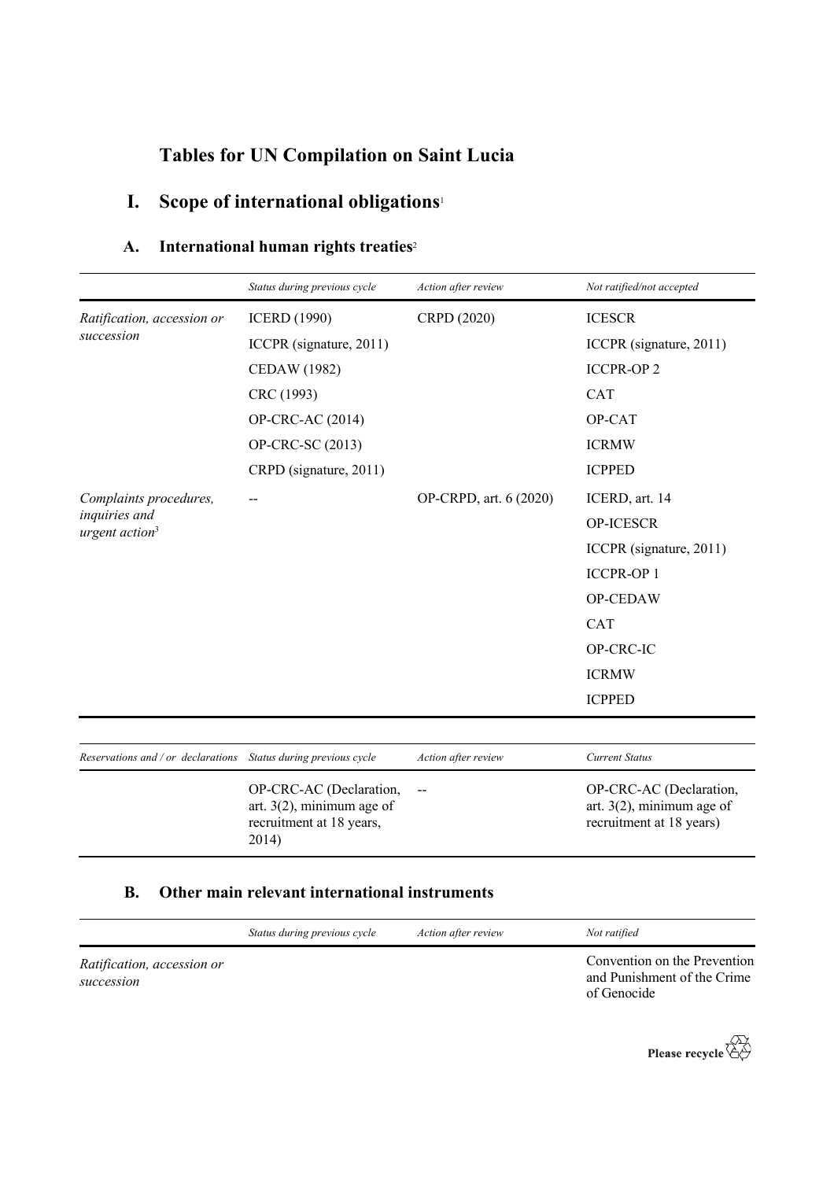# Tables for UN Compilation on Saint Lucia

## I. Scope of international obligations[1]

### A. International human rights treaties[2]

| | *Status during previous cycle* | *Action after review* | *Not ratified/not accepted* |
|---|---|---|---|
| *Ratification, accession or succession* | ICERD (1990) | CRPD (2020) | ICESCR |
| | ICCPR (signature, 2011) | | ICCPR (signature, 2011) |
| | CEDAW (1982) | | ICCPR-OP 2 |
| | CRC (1993) | | CAT |
| | OP-CRC-AC (2014) | | OP-CAT |
| | OP-CRC-SC (2013) | | ICRMW |
| | CRPD (signature, 2011) | | ICPPED |
| *Complaints procedures, inquiries and urgent action*[3] | -- | OP-CRPD, art. 6 (2020) | ICERD, art. 14 |
| | | | OP-ICESCR |
| | | | ICCPR (signature, 2011) |
| | | | ICCPR-OP 1 |
| | | | OP-CEDAW |
| | | | CAT |
| | | | OP-CRC-IC |
| | | | ICRMW |
| | | | ICPPED |

| *Reservations and / or declarations* | *Status during previous cycle* | *Action after review* | *Current Status* |
|---|---|---|---|
| | OP-CRC-AC (Declaration, art. 3(2), minimum age of recruitment at 18 years, 2014) | -- | OP-CRC-AC (Declaration, art. 3(2), minimum age of recruitment at 18 years) |

### B. Other main relevant international instruments

| | *Status during previous cycle* | *Action after review* | *Not ratified* |
|---|---|---|---|
| *Ratification, accession or succession* | | | Convention on the Prevention and Punishment of the Crime of Genocide |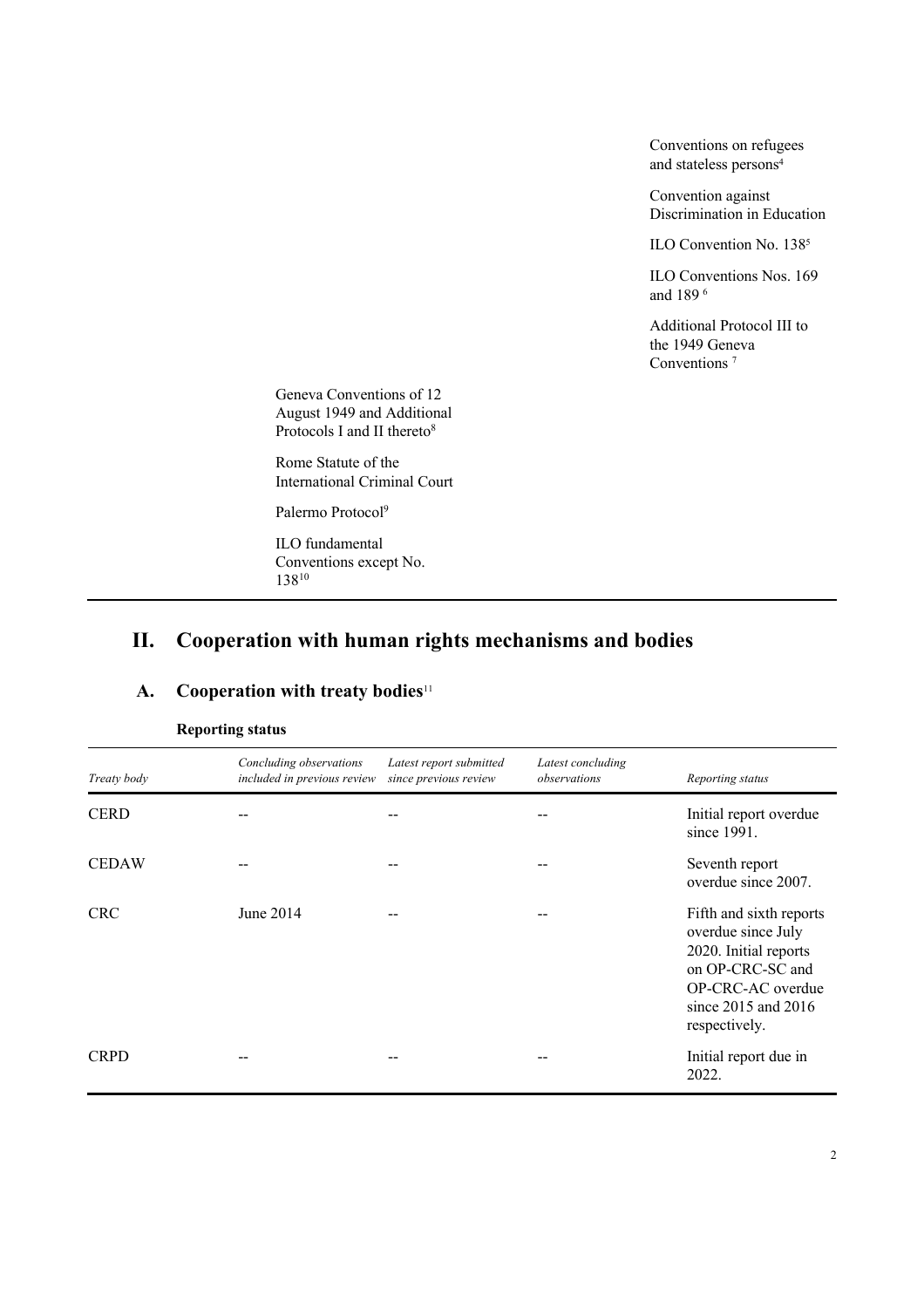| | | |
|---|---|---|
| | | Conventions on refugees and stateless persons[4] |
| | | Convention against Discrimination in Education |
| | | ILO Convention No. 138[5] |
| | | ILO Conventions Nos. 169 and 189 [6] |
| | | Additional Protocol III to the 1949 Geneva Conventions [7] |
| | Geneva Conventions of 12 August 1949 and Additional Protocols I and II thereto[8] | |
| | Rome Statute of the International Criminal Court | |
| | Palermo Protocol[9] | |
| | ILO fundamental Conventions except No. 138[10] | |

# II. Cooperation with human rights mechanisms and bodies

## A. Cooperation with treaty bodies[11]

### Reporting status

| *Treaty body* | *Concluding observations included in previous review* | *Latest report submitted since previous review* | *Latest concluding observations* | *Reporting status* |
|---|---|---|---|---|
| CERD | -- | -- | -- | Initial report overdue since 1991. |
| CEDAW | -- | -- | -- | Seventh report overdue since 2007. |
| CRC | June 2014 | -- | -- | Fifth and sixth reports overdue since July 2020. Initial reports on OP-CRC-SC and OP-CRC-AC overdue since 2015 and 2016 respectively. |
| CRPD | -- | -- | -- | Initial report due in 2022. |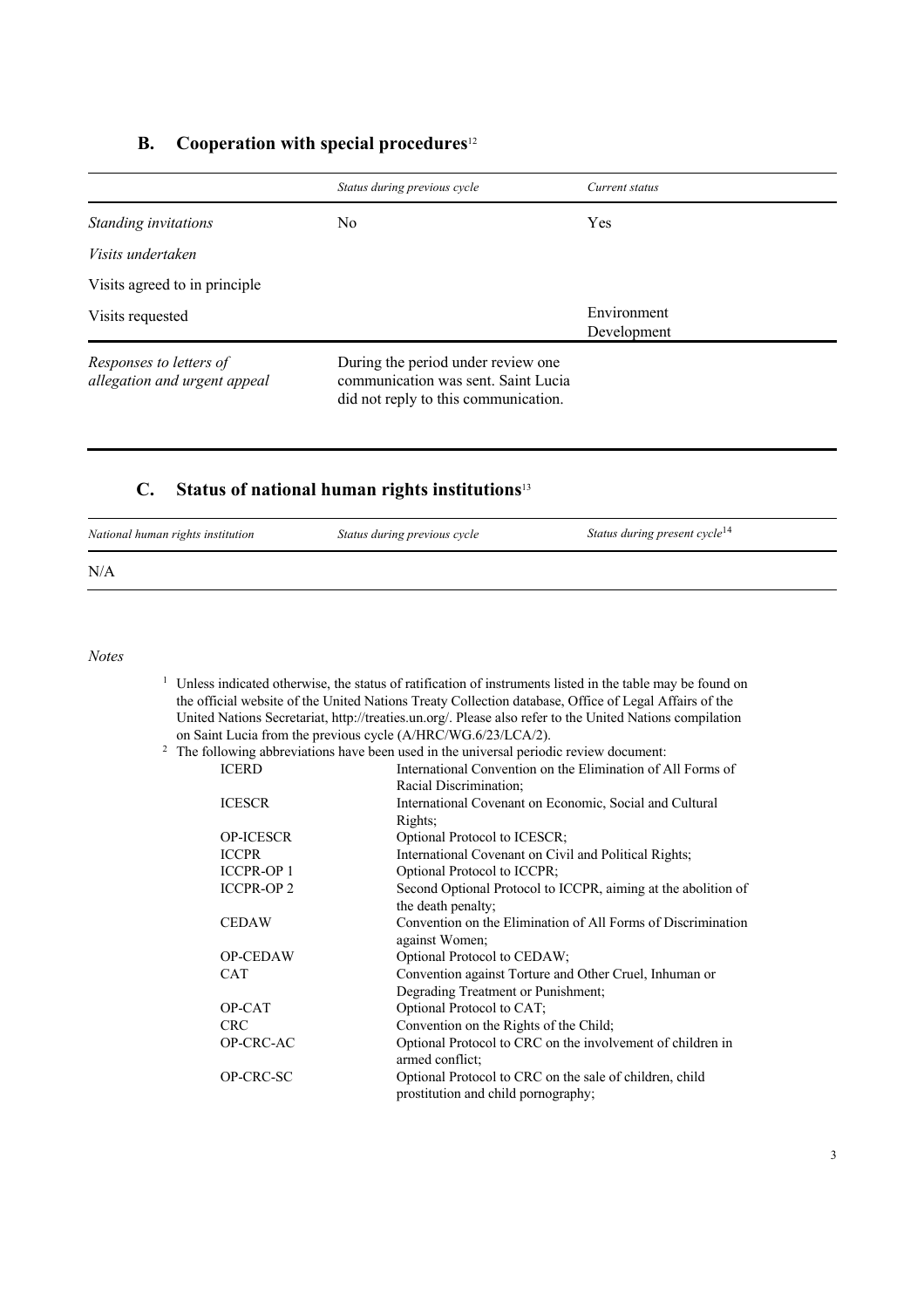## B. Cooperation with special procedures[12]

| | *Status during previous cycle* | *Current status* |
|---|---|---|
| *Standing invitations* | No | Yes |
| *Visits undertaken* | | |
| Visits agreed to in principle | | |
| Visits requested | | Environment<br>Development |
| *Responses to letters of allegation and urgent appeal* | During the period under review one communication was sent. Saint Lucia did not reply to this communication. | |

## C. Status of national human rights institutions[13]

| *National human rights institution* | *Status during previous cycle* | *Status during present cycle*[14] |
|---|---|---|
| N/A | | |

*Notes*

[1] Unless indicated otherwise, the status of ratification of instruments listed in the table may be found on the official website of the United Nations Treaty Collection database, Office of Legal Affairs of the United Nations Secretariat, http://treaties.un.org/. Please also refer to the United Nations compilation on Saint Lucia from the previous cycle (A/HRC/WG.6/23/LCA/2).

[2] The following abbreviations have been used in the universal periodic review document:

| | |
|---|---|
| ICERD | International Convention on the Elimination of All Forms of Racial Discrimination; |
| ICESCR | International Covenant on Economic, Social and Cultural Rights; |
| OP-ICESCR | Optional Protocol to ICESCR; |
| ICCPR | International Covenant on Civil and Political Rights; |
| ICCPR-OP 1 | Optional Protocol to ICCPR; |
| ICCPR-OP 2 | Second Optional Protocol to ICCPR, aiming at the abolition of the death penalty; |
| CEDAW | Convention on the Elimination of All Forms of Discrimination against Women; |
| OP-CEDAW | Optional Protocol to CEDAW; |
| CAT | Convention against Torture and Other Cruel, Inhuman or Degrading Treatment or Punishment; |
| OP-CAT | Optional Protocol to CAT; |
| CRC | Convention on the Rights of the Child; |
| OP-CRC-AC | Optional Protocol to CRC on the involvement of children in armed conflict; |
| OP-CRC-SC | Optional Protocol to CRC on the sale of children, child prostitution and child pornography; |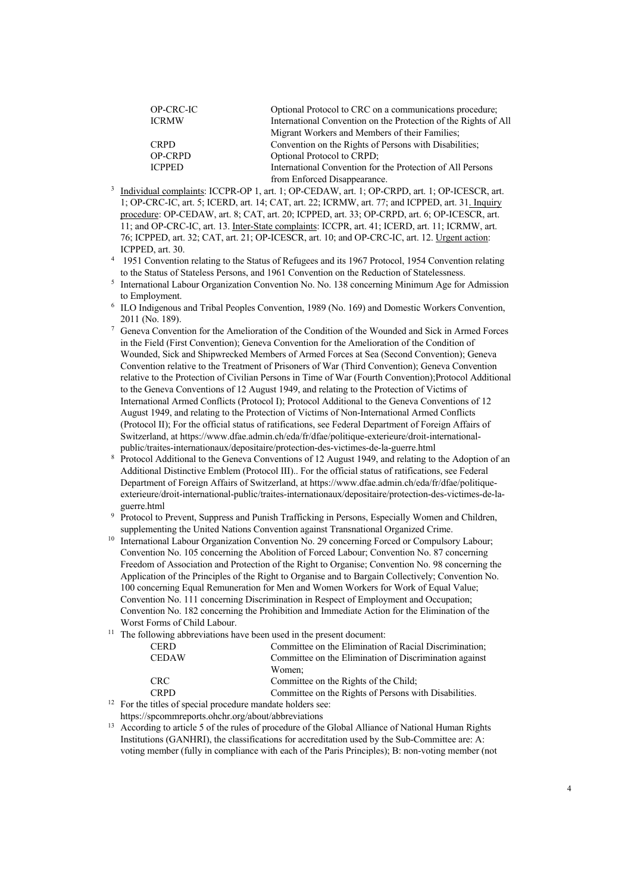| | |
|---|---|
| OP-CRC-IC | Optional Protocol to CRC on a communications procedure; |
| ICRMW | International Convention on the Protection of the Rights of All Migrant Workers and Members of their Families; |
| CRPD | Convention on the Rights of Persons with Disabilities; |
| OP-CRPD | Optional Protocol to CRPD; |
| ICPPED | International Convention for the Protection of All Persons from Enforced Disappearance. |

[3] Individual complaints: ICCPR-OP 1, art. 1; OP-CEDAW, art. 1; OP-CRPD, art. 1; OP-ICESCR, art. 1; OP-CRC-IC, art. 5; ICERD, art. 14; CAT, art. 22; ICRMW, art. 77; and ICPPED, art. 31. Inquiry procedure: OP-CEDAW, art. 8; CAT, art. 20; ICPPED, art. 33; OP-CRPD, art. 6; OP-ICESCR, art. 11; and OP-CRC-IC, art. 13. Inter-State complaints: ICCPR, art. 41; ICERD, art. 11; ICRMW, art. 76; ICPPED, art. 32; CAT, art. 21; OP-ICESCR, art. 10; and OP-CRC-IC, art. 12. Urgent action: ICPPED, art. 30.

[4] 1951 Convention relating to the Status of Refugees and its 1967 Protocol, 1954 Convention relating to the Status of Stateless Persons, and 1961 Convention on the Reduction of Statelessness.

[5] International Labour Organization Convention No. No. 138 concerning Minimum Age for Admission to Employment.

[6] ILO Indigenous and Tribal Peoples Convention, 1989 (No. 169) and Domestic Workers Convention, 2011 (No. 189).

[7] Geneva Convention for the Amelioration of the Condition of the Wounded and Sick in Armed Forces in the Field (First Convention); Geneva Convention for the Amelioration of the Condition of Wounded, Sick and Shipwrecked Members of Armed Forces at Sea (Second Convention); Geneva Convention relative to the Treatment of Prisoners of War (Third Convention); Geneva Convention relative to the Protection of Civilian Persons in Time of War (Fourth Convention);Protocol Additional to the Geneva Conventions of 12 August 1949, and relating to the Protection of Victims of International Armed Conflicts (Protocol I); Protocol Additional to the Geneva Conventions of 12 August 1949, and relating to the Protection of Victims of Non-International Armed Conflicts (Protocol II); For the official status of ratifications, see Federal Department of Foreign Affairs of Switzerland, at https://www.dfae.admin.ch/eda/fr/dfae/politique-exterieure/droit-international-public/traites-internationaux/depositaire/protection-des-victimes-de-la-guerre.html

[8] Protocol Additional to the Geneva Conventions of 12 August 1949, and relating to the Adoption of an Additional Distinctive Emblem (Protocol III).. For the official status of ratifications, see Federal Department of Foreign Affairs of Switzerland, at https://www.dfae.admin.ch/eda/fr/dfae/politique-exterieure/droit-international-public/traites-internationaux/depositaire/protection-des-victimes-de-la-guerre.html

[9] Protocol to Prevent, Suppress and Punish Trafficking in Persons, Especially Women and Children, supplementing the United Nations Convention against Transnational Organized Crime.

[10] International Labour Organization Convention No. 29 concerning Forced or Compulsory Labour; Convention No. 105 concerning the Abolition of Forced Labour; Convention No. 87 concerning Freedom of Association and Protection of the Right to Organise; Convention No. 98 concerning the Application of the Principles of the Right to Organise and to Bargain Collectively; Convention No. 100 concerning Equal Remuneration for Men and Women Workers for Work of Equal Value; Convention No. 111 concerning Discrimination in Respect of Employment and Occupation; Convention No. 182 concerning the Prohibition and Immediate Action for the Elimination of the Worst Forms of Child Labour.

[11] The following abbreviations have been used in the present document:

| | |
|---|---|
| CERD | Committee on the Elimination of Racial Discrimination; |
| CEDAW | Committee on the Elimination of Discrimination against Women; |
| CRC | Committee on the Rights of the Child; |
| CRPD | Committee on the Rights of Persons with Disabilities. |

[12] For the titles of special procedure mandate holders see: https://spcommreports.ohchr.org/about/abbreviations

[13] According to article 5 of the rules of procedure of the Global Alliance of National Human Rights Institutions (GANHRI), the classifications for accreditation used by the Sub-Committee are: A: voting member (fully in compliance with each of the Paris Principles); B: non-voting member (not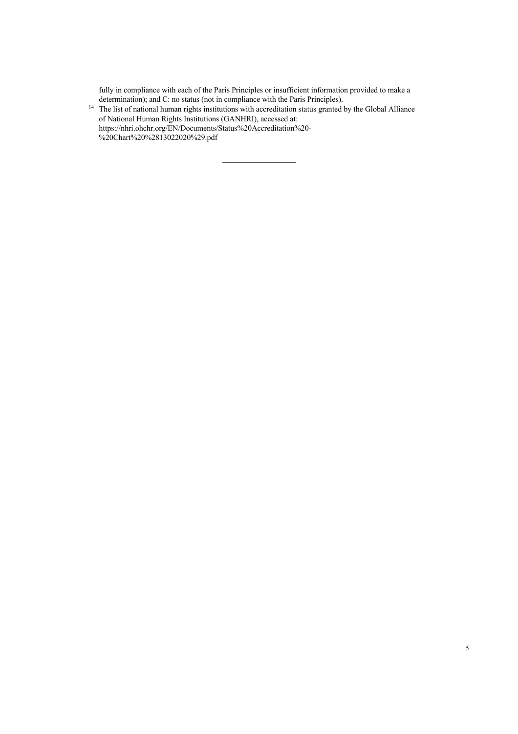fully in compliance with each of the Paris Principles or insufficient information provided to make a determination); and C: no status (not in compliance with the Paris Principles).

[14] The list of national human rights institutions with accreditation status granted by the Global Alliance of National Human Rights Institutions (GANHRI), accessed at: https://nhri.ohchr.org/EN/Documents/Status%20Accreditation%20-%20Chart%20%2813022020%29.pdf